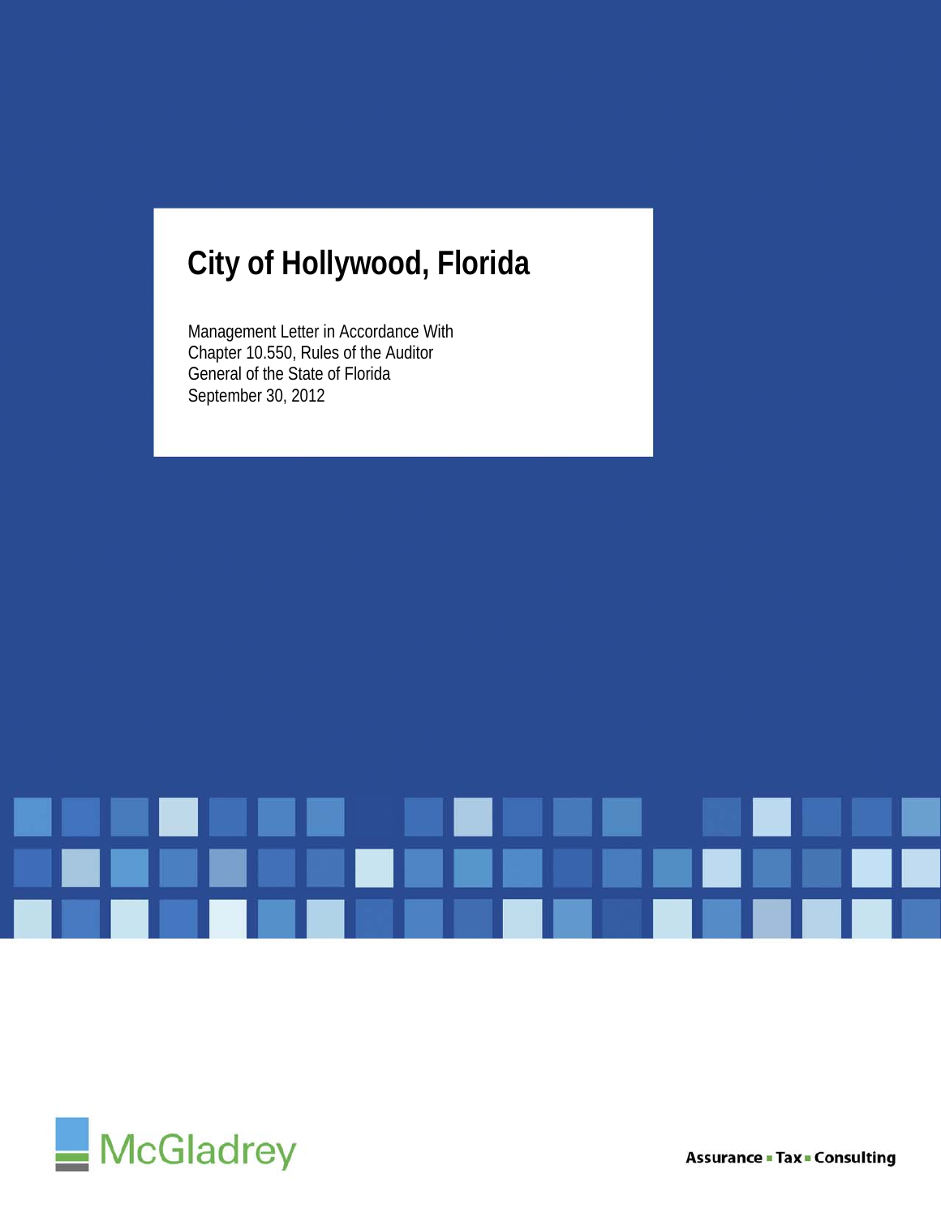# City of Hollywood, Florida

Management Letter in Accordance With
Chapter 10.550, Rules of the Auditor
General of the State of Florida
September 30, 2012

McGladrey

Assurance ▪ Tax ▪ Consulting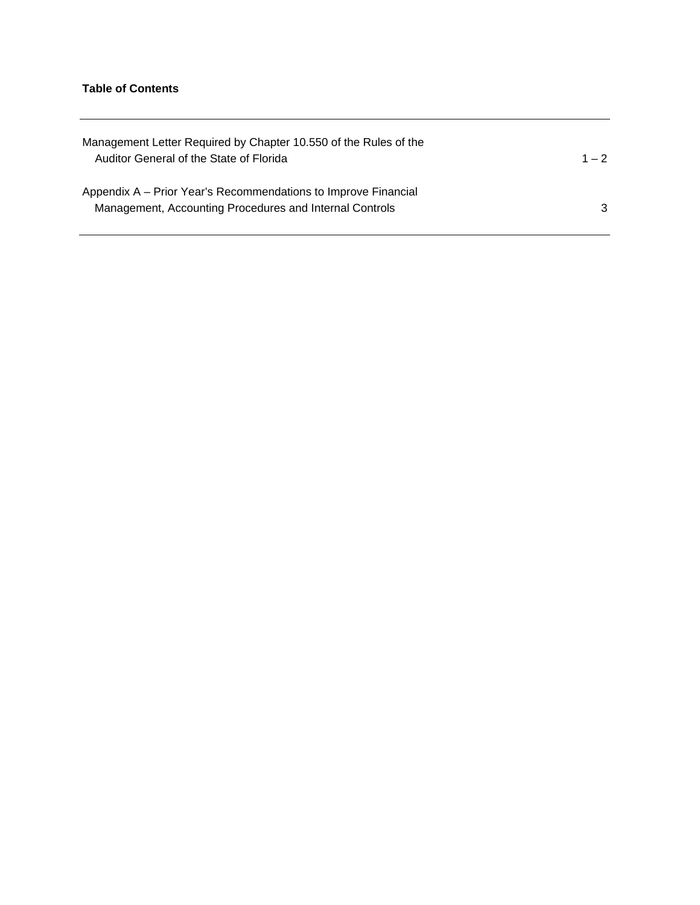**Table of Contents**

| | |
|---|---|
| Management Letter Required by Chapter 10.550 of the Rules of the Auditor General of the State of Florida | 1 – 2 |
| Appendix A – Prior Year's Recommendations to Improve Financial Management, Accounting Procedures and Internal Controls | 3 |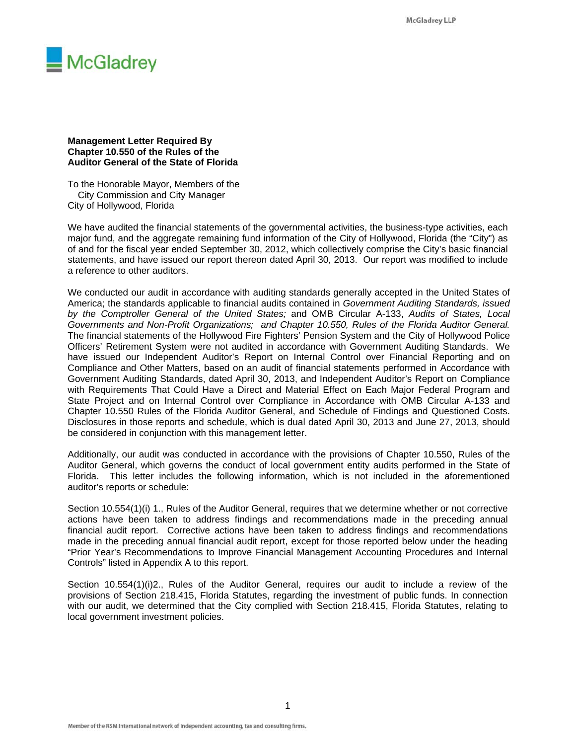**Management Letter Required By Chapter 10.550 of the Rules of the Auditor General of the State of Florida**

To the Honorable Mayor, Members of the
City Commission and City Manager
City of Hollywood, Florida

We have audited the financial statements of the governmental activities, the business-type activities, each major fund, and the aggregate remaining fund information of the City of Hollywood, Florida (the "City") as of and for the fiscal year ended September 30, 2012, which collectively comprise the City's basic financial statements, and have issued our report thereon dated April 30, 2013. Our report was modified to include a reference to other auditors.

We conducted our audit in accordance with auditing standards generally accepted in the United States of America; the standards applicable to financial audits contained in *Government Auditing Standards, issued by the Comptroller General of the United States;* and OMB Circular A-133, *Audits of States, Local Governments and Non-Profit Organizations; and Chapter 10.550, Rules of the Florida Auditor General.* The financial statements of the Hollywood Fire Fighters' Pension System and the City of Hollywood Police Officers' Retirement System were not audited in accordance with Government Auditing Standards. We have issued our Independent Auditor's Report on Internal Control over Financial Reporting and on Compliance and Other Matters, based on an audit of financial statements performed in Accordance with Government Auditing Standards, dated April 30, 2013, and Independent Auditor's Report on Compliance with Requirements That Could Have a Direct and Material Effect on Each Major Federal Program and State Project and on Internal Control over Compliance in Accordance with OMB Circular A-133 and Chapter 10.550 Rules of the Florida Auditor General, and Schedule of Findings and Questioned Costs. Disclosures in those reports and schedule, which is dual dated April 30, 2013 and June 27, 2013, should be considered in conjunction with this management letter.

Additionally, our audit was conducted in accordance with the provisions of Chapter 10.550, Rules of the Auditor General, which governs the conduct of local government entity audits performed in the State of Florida. This letter includes the following information, which is not included in the aforementioned auditor's reports or schedule:

Section 10.554(1)(i) 1., Rules of the Auditor General, requires that we determine whether or not corrective actions have been taken to address findings and recommendations made in the preceding annual financial audit report. Corrective actions have been taken to address findings and recommendations made in the preceding annual financial audit report, except for those reported below under the heading "Prior Year's Recommendations to Improve Financial Management Accounting Procedures and Internal Controls" listed in Appendix A to this report.

Section 10.554(1)(i)2., Rules of the Auditor General, requires our audit to include a review of the provisions of Section 218.415, Florida Statutes, regarding the investment of public funds. In connection with our audit, we determined that the City complied with Section 218.415, Florida Statutes, relating to local government investment policies.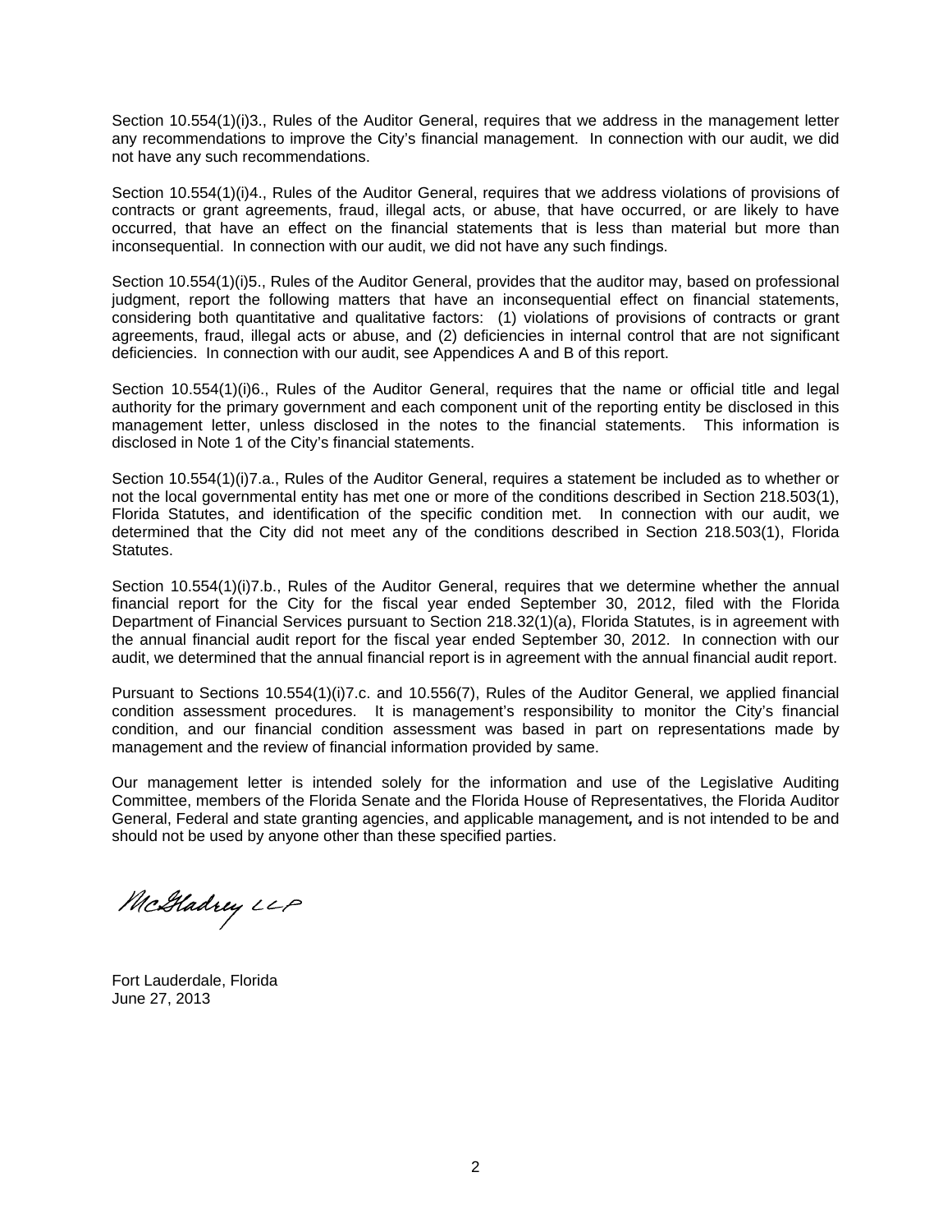Section 10.554(1)(i)3., Rules of the Auditor General, requires that we address in the management letter any recommendations to improve the City's financial management. In connection with our audit, we did not have any such recommendations.

Section 10.554(1)(i)4., Rules of the Auditor General, requires that we address violations of provisions of contracts or grant agreements, fraud, illegal acts, or abuse, that have occurred, or are likely to have occurred, that have an effect on the financial statements that is less than material but more than inconsequential. In connection with our audit, we did not have any such findings.

Section 10.554(1)(i)5., Rules of the Auditor General, provides that the auditor may, based on professional judgment, report the following matters that have an inconsequential effect on financial statements, considering both quantitative and qualitative factors: (1) violations of provisions of contracts or grant agreements, fraud, illegal acts or abuse, and (2) deficiencies in internal control that are not significant deficiencies. In connection with our audit, see Appendices A and B of this report.

Section 10.554(1)(i)6., Rules of the Auditor General, requires that the name or official title and legal authority for the primary government and each component unit of the reporting entity be disclosed in this management letter, unless disclosed in the notes to the financial statements. This information is disclosed in Note 1 of the City's financial statements.

Section 10.554(1)(i)7.a., Rules of the Auditor General, requires a statement be included as to whether or not the local governmental entity has met one or more of the conditions described in Section 218.503(1), Florida Statutes, and identification of the specific condition met. In connection with our audit, we determined that the City did not meet any of the conditions described in Section 218.503(1), Florida Statutes.

Section 10.554(1)(i)7.b., Rules of the Auditor General, requires that we determine whether the annual financial report for the City for the fiscal year ended September 30, 2012, filed with the Florida Department of Financial Services pursuant to Section 218.32(1)(a), Florida Statutes, is in agreement with the annual financial audit report for the fiscal year ended September 30, 2012. In connection with our audit, we determined that the annual financial report is in agreement with the annual financial audit report.

Pursuant to Sections 10.554(1)(i)7.c. and 10.556(7), Rules of the Auditor General, we applied financial condition assessment procedures. It is management's responsibility to monitor the City's financial condition, and our financial condition assessment was based in part on representations made by management and the review of financial information provided by same.

Our management letter is intended solely for the information and use of the Legislative Auditing Committee, members of the Florida Senate and the Florida House of Representatives, the Florida Auditor General, Federal and state granting agencies, and applicable management*,* and is not intended to be and should not be used by anyone other than these specified parties.

McGladrey LLP

Fort Lauderdale, Florida
June 27, 2013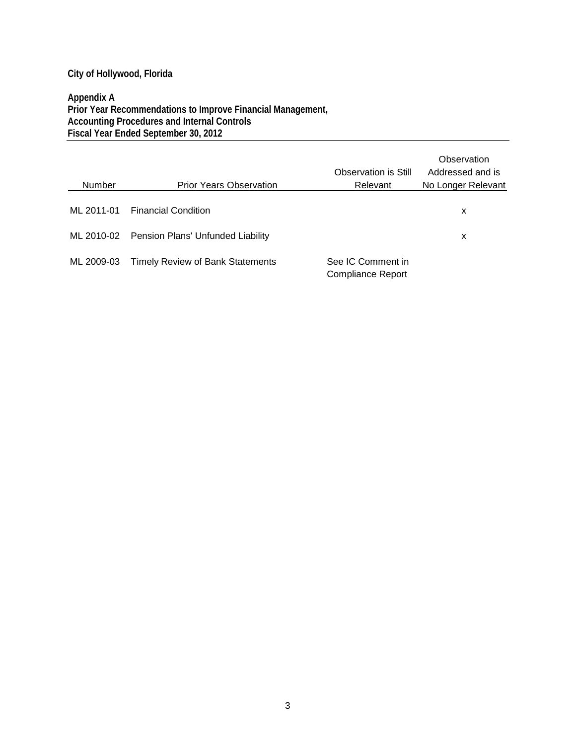**City of Hollywood, Florida**

**Appendix A**
**Prior Year Recommendations to Improve Financial Management, Accounting Procedures and Internal Controls**
**Fiscal Year Ended September 30, 2012**

| Number | Prior Years Observation | Observation is Still Relevant | Observation Addressed and is No Longer Relevant |
|---|---|---|---|
| ML 2011-01 | Financial Condition | | x |
| ML 2010-02 | Pension Plans' Unfunded Liability | | x |
| ML 2009-03 | Timely Review of Bank Statements | See IC Comment in Compliance Report | |